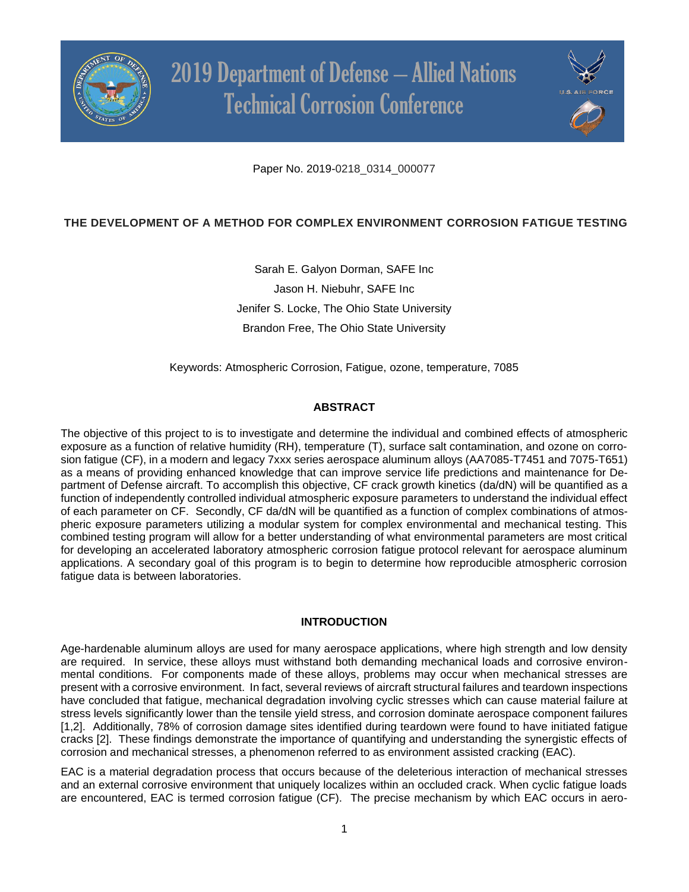2019 Department of Defense – Allied Nations Technical Corrosion Conference

Paper No. 2019-0218_0314_000077

# THE DEVELOPMENT OF A METHOD FOR COMPLEX ENVIRONMENT CORROSION FATIGUE TESTING

Sarah E. Galyon Dorman, SAFE Inc

Jason H. Niebuhr, SAFE Inc

Jenifer S. Locke, The Ohio State University

Brandon Free, The Ohio State University

Keywords: Atmospheric Corrosion, Fatigue, ozone, temperature, 7085

## ABSTRACT

The objective of this project to is to investigate and determine the individual and combined effects of atmospheric exposure as a function of relative humidity (RH), temperature (T), surface salt contamination, and ozone on corrosion fatigue (CF), in a modern and legacy 7xxx series aerospace aluminum alloys (AA7085-T7451 and 7075-T651) as a means of providing enhanced knowledge that can improve service life predictions and maintenance for Department of Defense aircraft. To accomplish this objective, CF crack growth kinetics (da/dN) will be quantified as a function of independently controlled individual atmospheric exposure parameters to understand the individual effect of each parameter on CF. Secondly, CF da/dN will be quantified as a function of complex combinations of atmospheric exposure parameters utilizing a modular system for complex environmental and mechanical testing. This combined testing program will allow for a better understanding of what environmental parameters are most critical for developing an accelerated laboratory atmospheric corrosion fatigue protocol relevant for aerospace aluminum applications. A secondary goal of this program is to begin to determine how reproducible atmospheric corrosion fatigue data is between laboratories.

## INTRODUCTION

Age-hardenable aluminum alloys are used for many aerospace applications, where high strength and low density are required. In service, these alloys must withstand both demanding mechanical loads and corrosive environmental conditions. For components made of these alloys, problems may occur when mechanical stresses are present with a corrosive environment. In fact, several reviews of aircraft structural failures and teardown inspections have concluded that fatigue, mechanical degradation involving cyclic stresses which can cause material failure at stress levels significantly lower than the tensile yield stress, and corrosion dominate aerospace component failures [1,2]. Additionally, 78% of corrosion damage sites identified during teardown were found to have initiated fatigue cracks [2]. These findings demonstrate the importance of quantifying and understanding the synergistic effects of corrosion and mechanical stresses, a phenomenon referred to as environment assisted cracking (EAC).

EAC is a material degradation process that occurs because of the deleterious interaction of mechanical stresses and an external corrosive environment that uniquely localizes within an occluded crack. When cyclic fatigue loads are encountered, EAC is termed corrosion fatigue (CF). The precise mechanism by which EAC occurs in aero-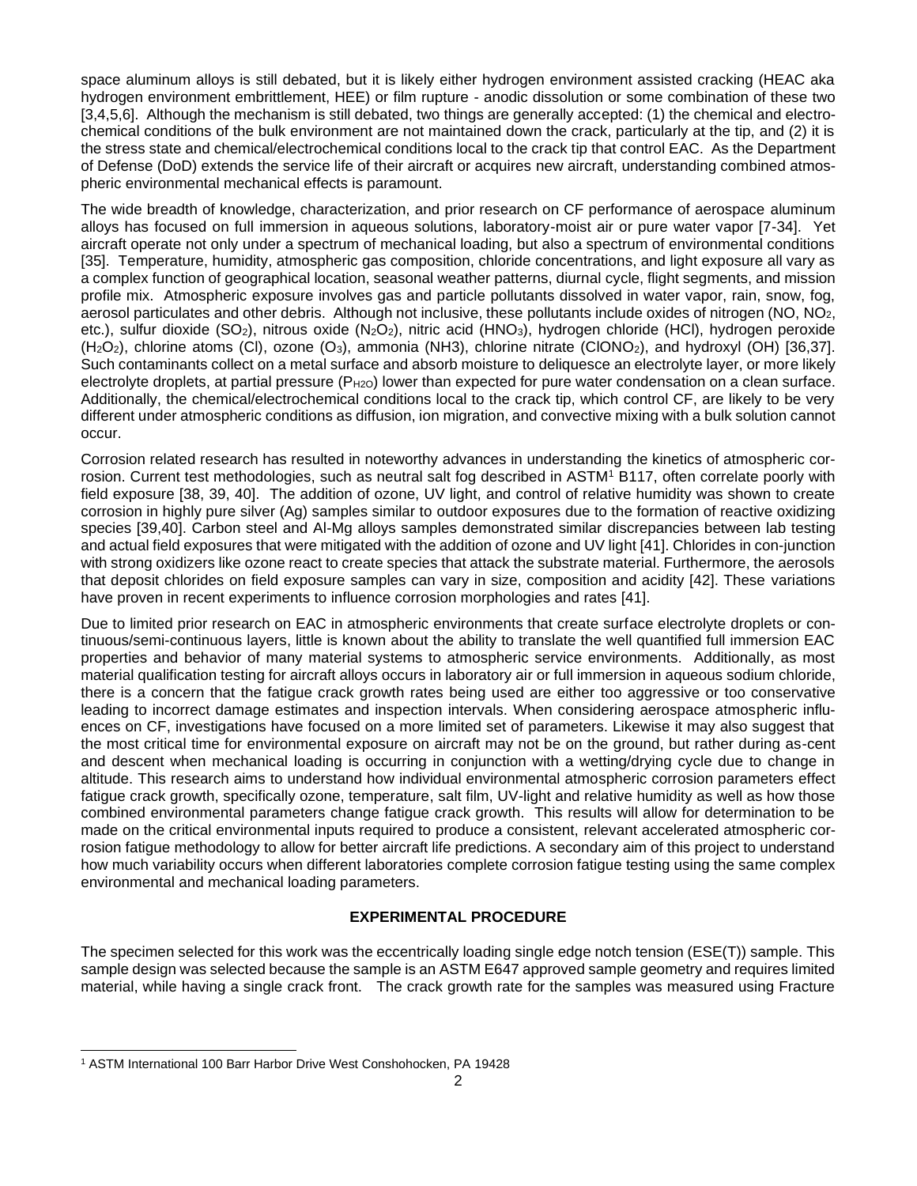space aluminum alloys is still debated, but it is likely either hydrogen environment assisted cracking (HEAC aka hydrogen environment embrittlement, HEE) or film rupture - anodic dissolution or some combination of these two [3,4,5,6]. Although the mechanism is still debated, two things are generally accepted: (1) the chemical and electrochemical conditions of the bulk environment are not maintained down the crack, particularly at the tip, and (2) it is the stress state and chemical/electrochemical conditions local to the crack tip that control EAC. As the Department of Defense (DoD) extends the service life of their aircraft or acquires new aircraft, understanding combined atmospheric environmental mechanical effects is paramount.

The wide breadth of knowledge, characterization, and prior research on CF performance of aerospace aluminum alloys has focused on full immersion in aqueous solutions, laboratory-moist air or pure water vapor [7-34]. Yet aircraft operate not only under a spectrum of mechanical loading, but also a spectrum of environmental conditions [35]. Temperature, humidity, atmospheric gas composition, chloride concentrations, and light exposure all vary as a complex function of geographical location, seasonal weather patterns, diurnal cycle, flight segments, and mission profile mix. Atmospheric exposure involves gas and particle pollutants dissolved in water vapor, rain, snow, fog, aerosol particulates and other debris. Although not inclusive, these pollutants include oxides of nitrogen (NO, $NO_2$, etc.), sulfur dioxide ($SO_2$), nitrous oxide ($N_2O_2$), nitric acid ($HNO_3$), hydrogen chloride (HCl), hydrogen peroxide ($H_2O_2$), chlorine atoms (Cl), ozone ($O_3$), ammonia (NH3), chlorine nitrate ($ClONO_2$), and hydroxyl (OH) [36,37]. Such contaminants collect on a metal surface and absorb moisture to deliquesce an electrolyte layer, or more likely electrolyte droplets, at partial pressure ($P_{H2O}$) lower than expected for pure water condensation on a clean surface. Additionally, the chemical/electrochemical conditions local to the crack tip, which control CF, are likely to be very different under atmospheric conditions as diffusion, ion migration, and convective mixing with a bulk solution cannot occur.

Corrosion related research has resulted in noteworthy advances in understanding the kinetics of atmospheric corrosion. Current test methodologies, such as neutral salt fog described in ASTM[1] B117, often correlate poorly with field exposure [38, 39, 40]. The addition of ozone, UV light, and control of relative humidity was shown to create corrosion in highly pure silver (Ag) samples similar to outdoor exposures due to the formation of reactive oxidizing species [39,40]. Carbon steel and Al-Mg alloys samples demonstrated similar discrepancies between lab testing and actual field exposures that were mitigated with the addition of ozone and UV light [41]. Chlorides in con-junction with strong oxidizers like ozone react to create species that attack the substrate material. Furthermore, the aerosols that deposit chlorides on field exposure samples can vary in size, composition and acidity [42]. These variations have proven in recent experiments to influence corrosion morphologies and rates [41].

Due to limited prior research on EAC in atmospheric environments that create surface electrolyte droplets or continuous/semi-continuous layers, little is known about the ability to translate the well quantified full immersion EAC properties and behavior of many material systems to atmospheric service environments. Additionally, as most material qualification testing for aircraft alloys occurs in laboratory air or full immersion in aqueous sodium chloride, there is a concern that the fatigue crack growth rates being used are either too aggressive or too conservative leading to incorrect damage estimates and inspection intervals. When considering aerospace atmospheric influences on CF, investigations have focused on a more limited set of parameters. Likewise it may also suggest that the most critical time for environmental exposure on aircraft may not be on the ground, but rather during as-cent and descent when mechanical loading is occurring in conjunction with a wetting/drying cycle due to change in altitude. This research aims to understand how individual environmental atmospheric corrosion parameters effect fatigue crack growth, specifically ozone, temperature, salt film, UV-light and relative humidity as well as how those combined environmental parameters change fatigue crack growth. This results will allow for determination to be made on the critical environmental inputs required to produce a consistent, relevant accelerated atmospheric corrosion fatigue methodology to allow for better aircraft life predictions. A secondary aim of this project to understand how much variability occurs when different laboratories complete corrosion fatigue testing using the same complex environmental and mechanical loading parameters.

## EXPERIMENTAL PROCEDURE

The specimen selected for this work was the eccentrically loading single edge notch tension (ESE(T)) sample. This sample design was selected because the sample is an ASTM E647 approved sample geometry and requires limited material, while having a single crack front. The crack growth rate for the samples was measured using Fracture

[1] ASTM International 100 Barr Harbor Drive West Conshohocken, PA 19428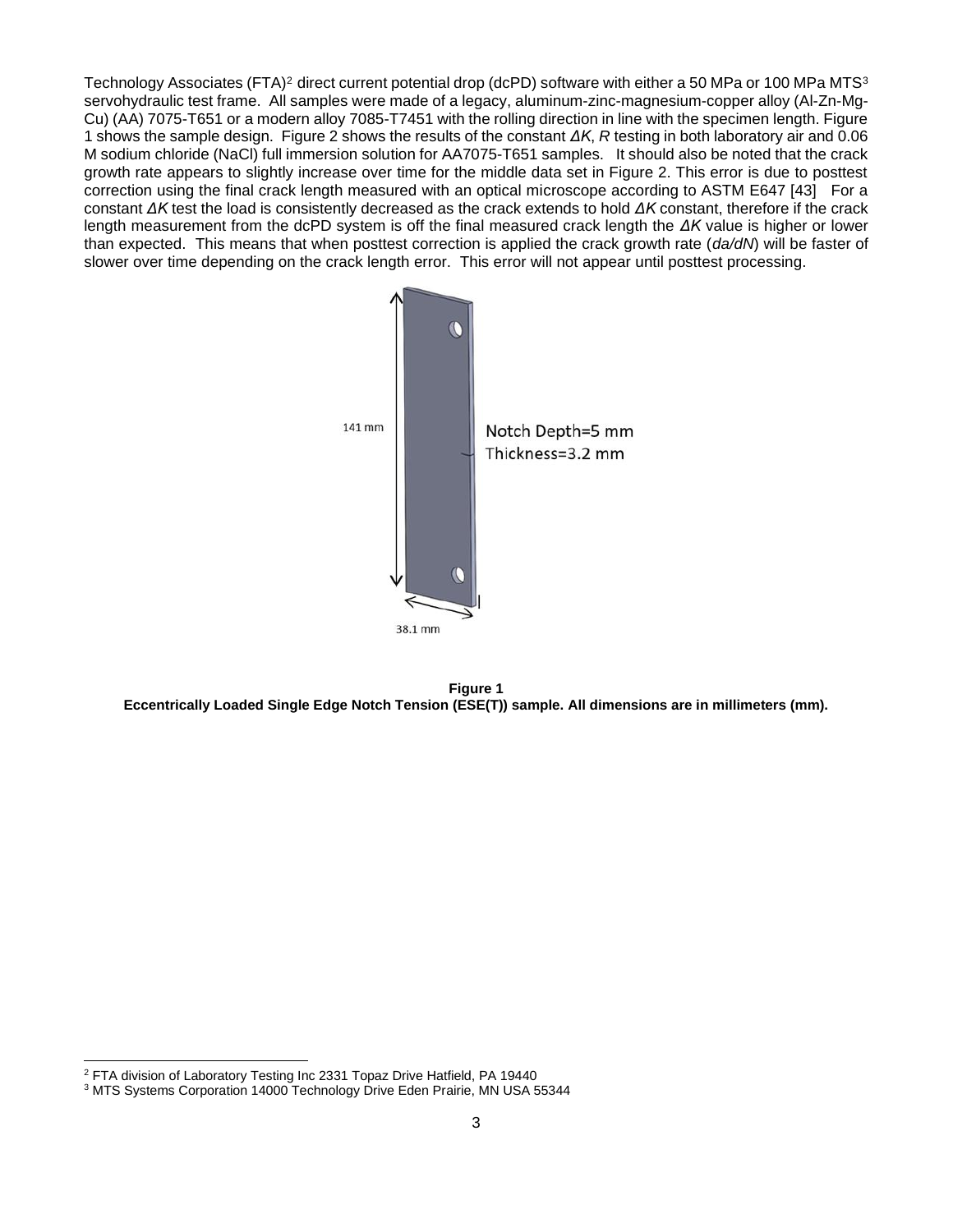Technology Associates (FTA)[2] direct current potential drop (dcPD) software with either a 50 MPa or 100 MPa MTS[3] servohydraulic test frame. All samples were made of a legacy, aluminum-zinc-magnesium-copper alloy (Al-Zn-Mg-Cu) (AA) 7075-T651 or a modern alloy 7085-T7451 with the rolling direction in line with the specimen length. Figure 1 shows the sample design. Figure 2 shows the results of the constant $\Delta K$, $R$ testing in both laboratory air and 0.06 M sodium chloride (NaCl) full immersion solution for AA7075-T651 samples. It should also be noted that the crack growth rate appears to slightly increase over time for the middle data set in Figure 2. This error is due to posttest correction using the final crack length measured with an optical microscope according to ASTM E647 [43] For a constant $\Delta K$ test the load is consistently decreased as the crack extends to hold $\Delta K$ constant, therefore if the crack length measurement from the dcPD system is off the final measured crack length the $\Delta K$ value is higher or lower than expected. This means that when posttest correction is applied the crack growth rate (*da/dN*) will be faster of slower over time depending on the crack length error. This error will not appear until posttest processing.

141 mm

Notch Depth=5 mm
Thickness=3.2 mm

38.1 mm

**Figure 1**
**Eccentrically Loaded Single Edge Notch Tension (ESE(T)) sample. All dimensions are in millimeters (mm).**

[2] FTA division of Laboratory Testing Inc 2331 Topaz Drive Hatfield, PA 19440
[3] MTS Systems Corporation 14000 Technology Drive Eden Prairie, MN USA 55344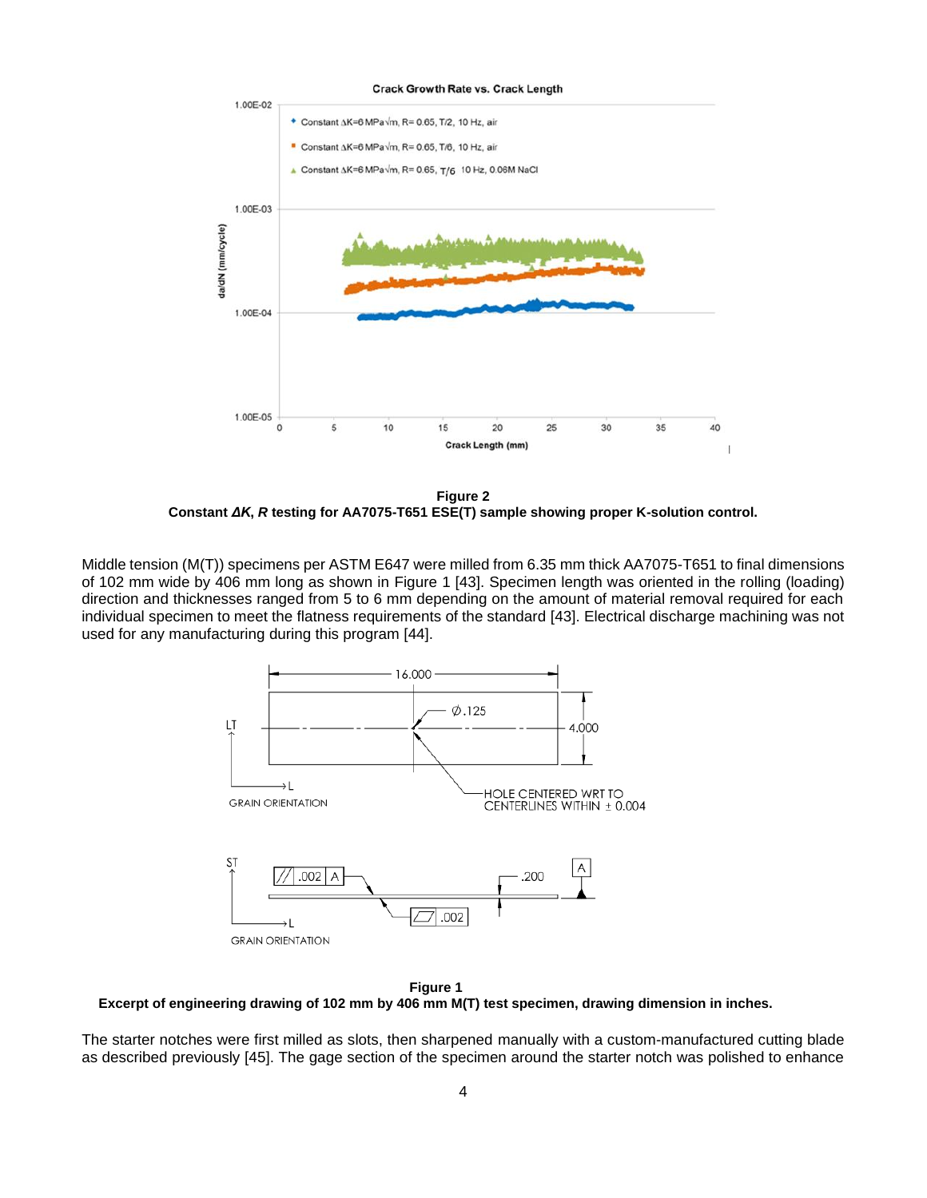Figure 2
**Constant *ΔK*, *R* testing for AA7075-T651 ESE(T) sample showing proper K-solution control.**

Middle tension (M(T)) specimens per ASTM E647 were milled from 6.35 mm thick AA7075-T651 to final dimensions of 102 mm wide by 406 mm long as shown in Figure 1 [43]. Specimen length was oriented in the rolling (loading) direction and thicknesses ranged from 5 to 6 mm depending on the amount of material removal required for each individual specimen to meet the flatness requirements of the standard [43]. Electrical discharge machining was not used for any manufacturing during this program [44].

Figure 1
**Excerpt of engineering drawing of 102 mm by 406 mm M(T) test specimen, drawing dimension in inches.**

The starter notches were first milled as slots, then sharpened manually with a custom-manufactured cutting blade as described previously [45]. The gage section of the specimen around the starter notch was polished to enhance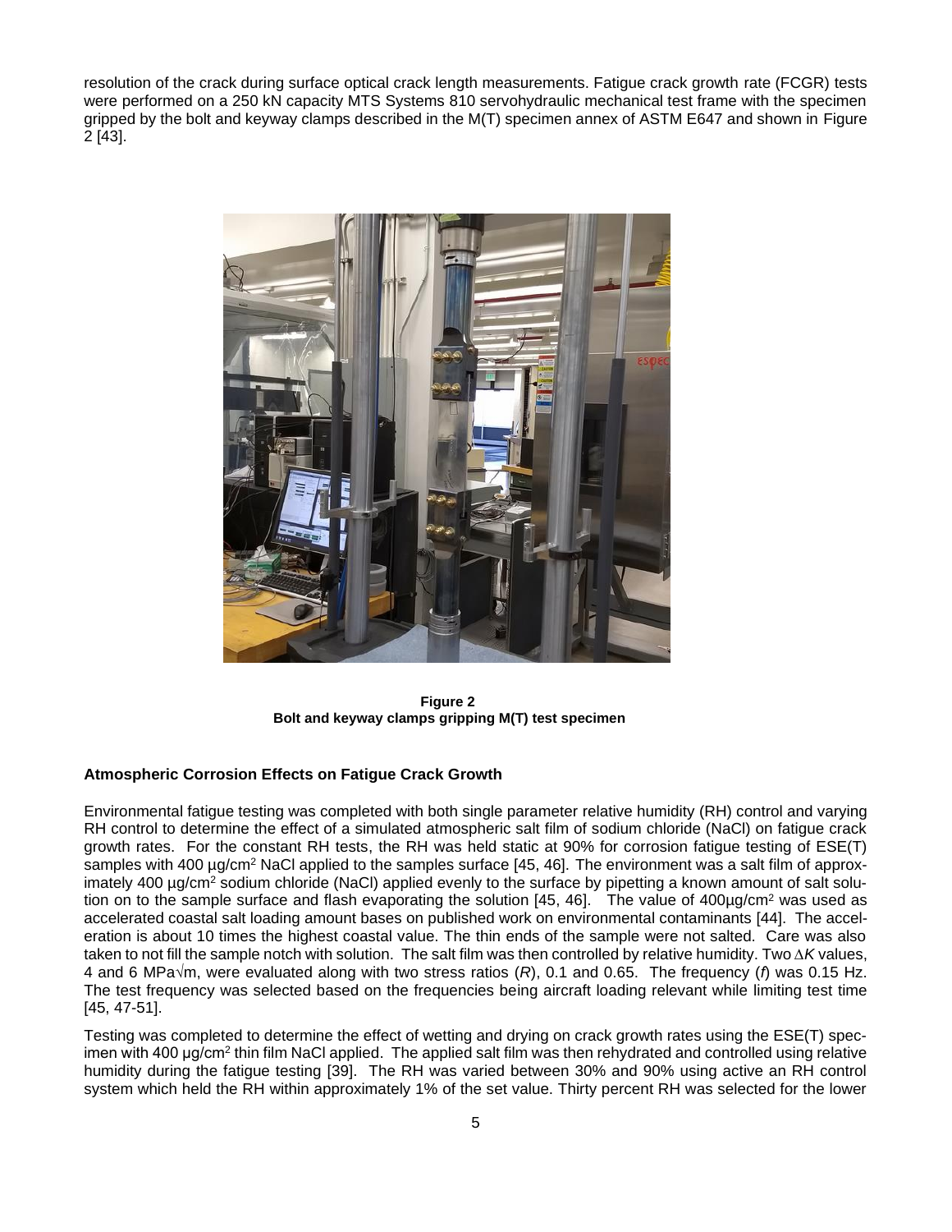resolution of the crack during surface optical crack length measurements. Fatigue crack growth rate (FCGR) tests were performed on a 250 kN capacity MTS Systems 810 servohydraulic mechanical test frame with the specimen gripped by the bolt and keyway clamps described in the M(T) specimen annex of ASTM E647 and shown in Figure 2 [43].

**Figure 2**
**Bolt and keyway clamps gripping M(T) test specimen**

### Atmospheric Corrosion Effects on Fatigue Crack Growth

Environmental fatigue testing was completed with both single parameter relative humidity (RH) control and varying RH control to determine the effect of a simulated atmospheric salt film of sodium chloride (NaCl) on fatigue crack growth rates. For the constant RH tests, the RH was held static at 90% for corrosion fatigue testing of ESE(T) samples with 400 µg/cm$^2$ NaCl applied to the samples surface [45, 46]. The environment was a salt film of approximately 400 µg/cm$^2$ sodium chloride (NaCl) applied evenly to the surface by pipetting a known amount of salt solution on to the sample surface and flash evaporating the solution [45, 46]. The value of 400µg/cm$^2$ was used as accelerated coastal salt loading amount bases on published work on environmental contaminants [44]. The acceleration is about 10 times the highest coastal value. The thin ends of the sample were not salted. Care was also taken to not fill the sample notch with solution. The salt film was then controlled by relative humidity. Two $\Delta K$ values, 4 and 6 MPa√m, were evaluated along with two stress ratios ($R$), 0.1 and 0.65. The frequency ($f$) was 0.15 Hz. The test frequency was selected based on the frequencies being aircraft loading relevant while limiting test time [45, 47-51].

Testing was completed to determine the effect of wetting and drying on crack growth rates using the ESE(T) specimen with 400 µg/cm$^2$ thin film NaCl applied. The applied salt film was then rehydrated and controlled using relative humidity during the fatigue testing [39]. The RH was varied between 30% and 90% using active an RH control system which held the RH within approximately 1% of the set value. Thirty percent RH was selected for the lower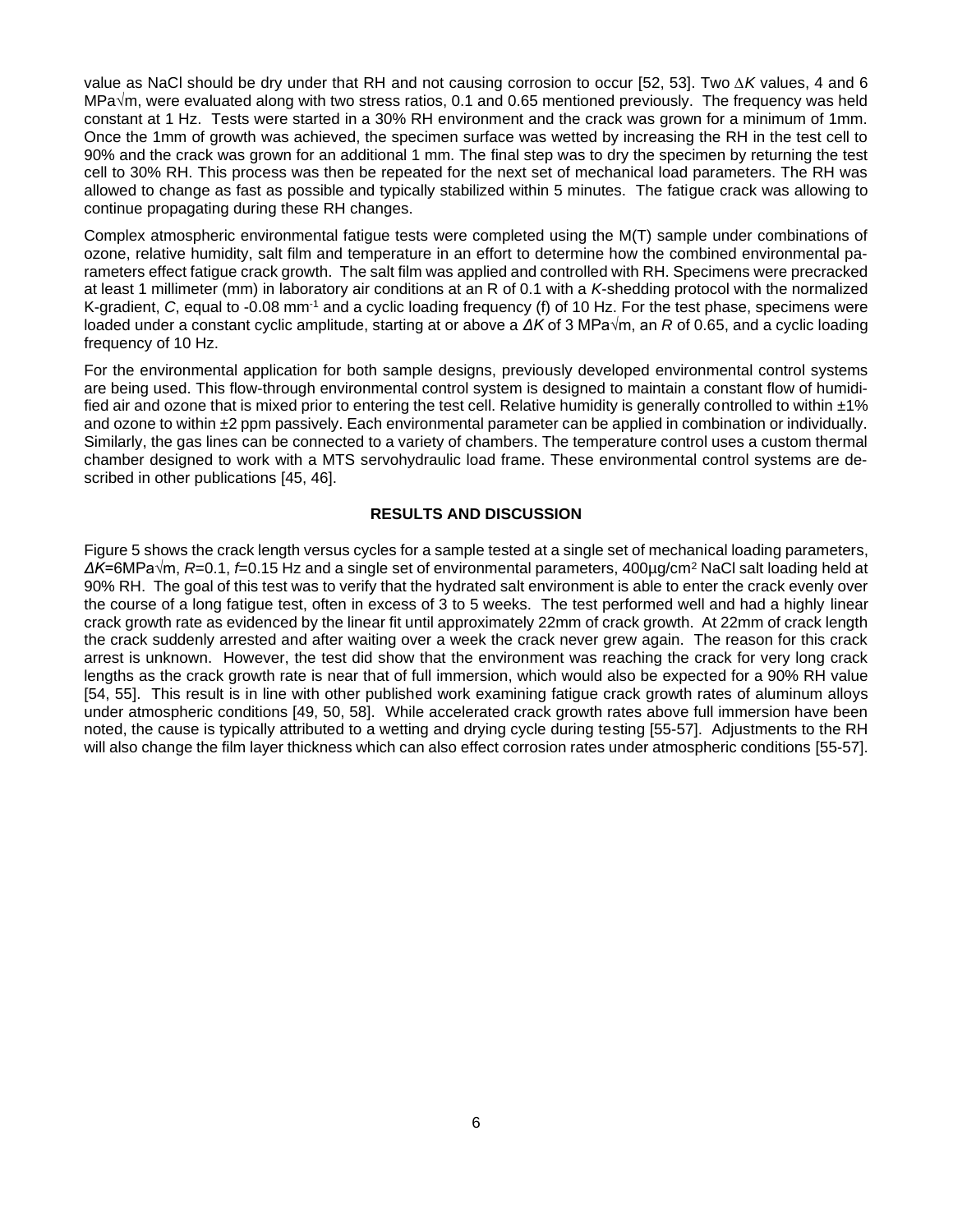value as NaCl should be dry under that RH and not causing corrosion to occur [52, 53]. Two $\Delta K$ values, 4 and 6 MPa√m, were evaluated along with two stress ratios, 0.1 and 0.65 mentioned previously. The frequency was held constant at 1 Hz. Tests were started in a 30% RH environment and the crack was grown for a minimum of 1mm. Once the 1mm of growth was achieved, the specimen surface was wetted by increasing the RH in the test cell to 90% and the crack was grown for an additional 1 mm. The final step was to dry the specimen by returning the test cell to 30% RH. This process was then be repeated for the next set of mechanical load parameters. The RH was allowed to change as fast as possible and typically stabilized within 5 minutes. The fatigue crack was allowing to continue propagating during these RH changes.

Complex atmospheric environmental fatigue tests were completed using the M(T) sample under combinations of ozone, relative humidity, salt film and temperature in an effort to determine how the combined environmental parameters effect fatigue crack growth. The salt film was applied and controlled with RH. Specimens were precracked at least 1 millimeter (mm) in laboratory air conditions at an R of 0.1 with a *K*-shedding protocol with the normalized K-gradient, *C*, equal to -0.08 $mm^{-1}$ and a cyclic loading frequency (f) of 10 Hz. For the test phase, specimens were loaded under a constant cyclic amplitude, starting at or above a $\Delta K$ of 3 MPa√m, an *R* of 0.65, and a cyclic loading frequency of 10 Hz.

For the environmental application for both sample designs, previously developed environmental control systems are being used. This flow-through environmental control system is designed to maintain a constant flow of humidified air and ozone that is mixed prior to entering the test cell. Relative humidity is generally controlled to within ±1% and ozone to within ±2 ppm passively. Each environmental parameter can be applied in combination or individually. Similarly, the gas lines can be connected to a variety of chambers. The temperature control uses a custom thermal chamber designed to work with a MTS servohydraulic load frame. These environmental control systems are described in other publications [45, 46].

## RESULTS AND DISCUSSION

Figure 5 shows the crack length versus cycles for a sample tested at a single set of mechanical loading parameters, $\Delta K$=6MPa√m, *R*=0.1, *f*=0.15 Hz and a single set of environmental parameters, 400µg/$cm^2$ NaCl salt loading held at 90% RH. The goal of this test was to verify that the hydrated salt environment is able to enter the crack evenly over the course of a long fatigue test, often in excess of 3 to 5 weeks. The test performed well and had a highly linear crack growth rate as evidenced by the linear fit until approximately 22mm of crack growth. At 22mm of crack length the crack suddenly arrested and after waiting over a week the crack never grew again. The reason for this crack arrest is unknown. However, the test did show that the environment was reaching the crack for very long crack lengths as the crack growth rate is near that of full immersion, which would also be expected for a 90% RH value [54, 55]. This result is in line with other published work examining fatigue crack growth rates of aluminum alloys under atmospheric conditions [49, 50, 58]. While accelerated crack growth rates above full immersion have been noted, the cause is typically attributed to a wetting and drying cycle during testing [55-57]. Adjustments to the RH will also change the film layer thickness which can also effect corrosion rates under atmospheric conditions [55-57].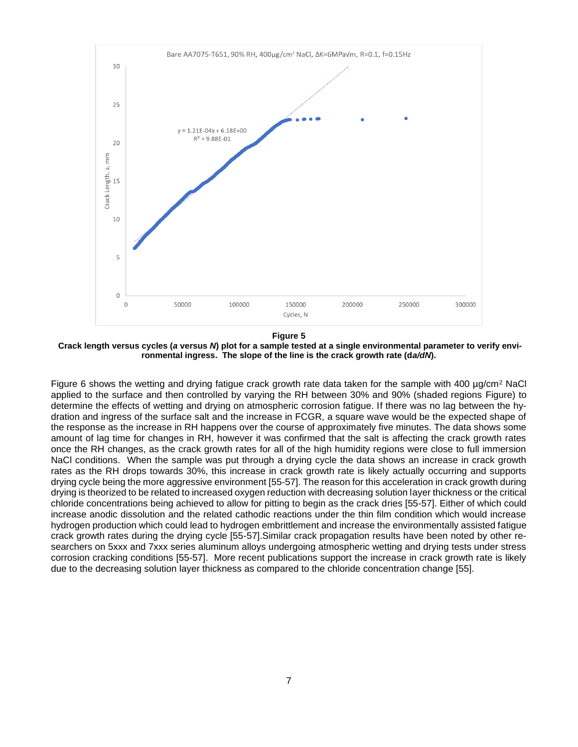**Figure 5**

**Crack length versus cycles (*a* versus *N*) plot for a sample tested at a single environmental parameter to verify environmental ingress. The slope of the line is the crack growth rate (d*a*/*dN*).**

Figure 6 shows the wetting and drying fatigue crack growth rate data taken for the sample with 400 µg/cm$^2$ NaCl applied to the surface and then controlled by varying the RH between 30% and 90% (shaded regions Figure) to determine the effects of wetting and drying on atmospheric corrosion fatigue. If there was no lag between the hydration and ingress of the surface salt and the increase in FCGR, a square wave would be the expected shape of the response as the increase in RH happens over the course of approximately five minutes. The data shows some amount of lag time for changes in RH, however it was confirmed that the salt is affecting the crack growth rates once the RH changes, as the crack growth rates for all of the high humidity regions were close to full immersion NaCl conditions. When the sample was put through a drying cycle the data shows an increase in crack growth rates as the RH drops towards 30%, this increase in crack growth rate is likely actually occurring and supports drying cycle being the more aggressive environment [55-57]. The reason for this acceleration in crack growth during drying is theorized to be related to increased oxygen reduction with decreasing solution layer thickness or the critical chloride concentrations being achieved to allow for pitting to begin as the crack dries [55-57]. Either of which could increase anodic dissolution and the related cathodic reactions under the thin film condition which would increase hydrogen production which could lead to hydrogen embrittlement and increase the environmentally assisted fatigue crack growth rates during the drying cycle [55-57].Similar crack propagation results have been noted by other researchers on 5xxx and 7xxx series aluminum alloys undergoing atmospheric wetting and drying tests under stress corrosion cracking conditions [55-57]. More recent publications support the increase in crack growth rate is likely due to the decreasing solution layer thickness as compared to the chloride concentration change [55].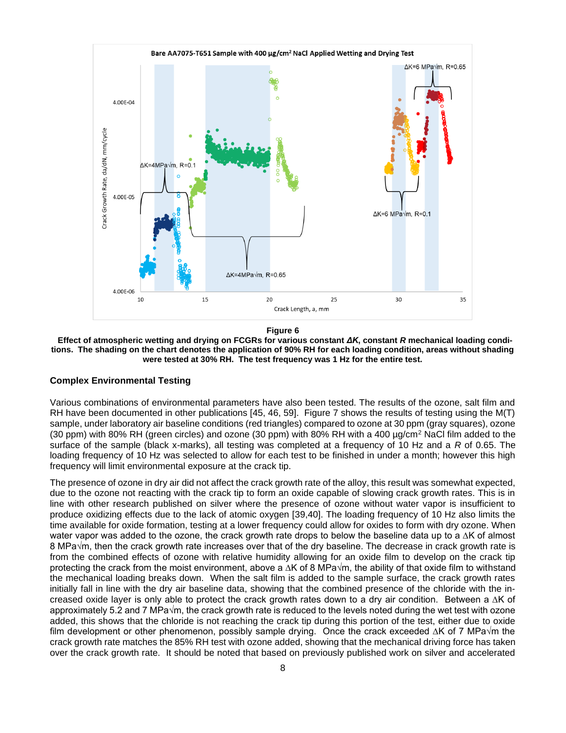**Figure 6**

**Effect of atmospheric wetting and drying on FCGRs for various constant *ΔK*, constant *R* mechanical loading conditions. The shading on the chart denotes the application of 90% RH for each loading condition, areas without shading were tested at 30% RH. The test frequency was 1 Hz for the entire test.**

## Complex Environmental Testing

Various combinations of environmental parameters have also been tested. The results of the ozone, salt film and RH have been documented in other publications [45, 46, 59]. Figure 7 shows the results of testing using the M(T) sample, under laboratory air baseline conditions (red triangles) compared to ozone at 30 ppm (gray squares), ozone (30 ppm) with 80% RH (green circles) and ozone (30 ppm) with 80% RH with a 400 μg/cm² NaCl film added to the surface of the sample (black x-marks), all testing was completed at a frequency of 10 Hz and a *R* of 0.65. The loading frequency of 10 Hz was selected to allow for each test to be finished in under a month; however this high frequency will limit environmental exposure at the crack tip.

The presence of ozone in dry air did not affect the crack growth rate of the alloy, this result was somewhat expected, due to the ozone not reacting with the crack tip to form an oxide capable of slowing crack growth rates. This is in line with other research published on silver where the presence of ozone without water vapor is insufficient to produce oxidizing effects due to the lack of atomic oxygen [39,40]. The loading frequency of 10 Hz also limits the time available for oxide formation, testing at a lower frequency could allow for oxides to form with dry ozone. When water vapor was added to the ozone, the crack growth rate drops to below the baseline data up to a ΔK of almost 8 MPa√m, then the crack growth rate increases over that of the dry baseline. The decrease in crack growth rate is from the combined effects of ozone with relative humidity allowing for an oxide film to develop on the crack tip protecting the crack from the moist environment, above a ΔK of 8 MPa√m, the ability of that oxide film to withstand the mechanical loading breaks down. When the salt film is added to the sample surface, the crack growth rates initially fall in line with the dry air baseline data, showing that the combined presence of the chloride with the increased oxide layer is only able to protect the crack growth rates down to a dry air condition. Between a ΔK of approximately 5.2 and 7 MPa√m, the crack growth rate is reduced to the levels noted during the wet test with ozone added, this shows that the chloride is not reaching the crack tip during this portion of the test, either due to oxide film development or other phenomenon, possibly sample drying. Once the crack exceeded ΔK of 7 MPa√m the crack growth rate matches the 85% RH test with ozone added, showing that the mechanical driving force has taken over the crack growth rate. It should be noted that based on previously published work on silver and accelerated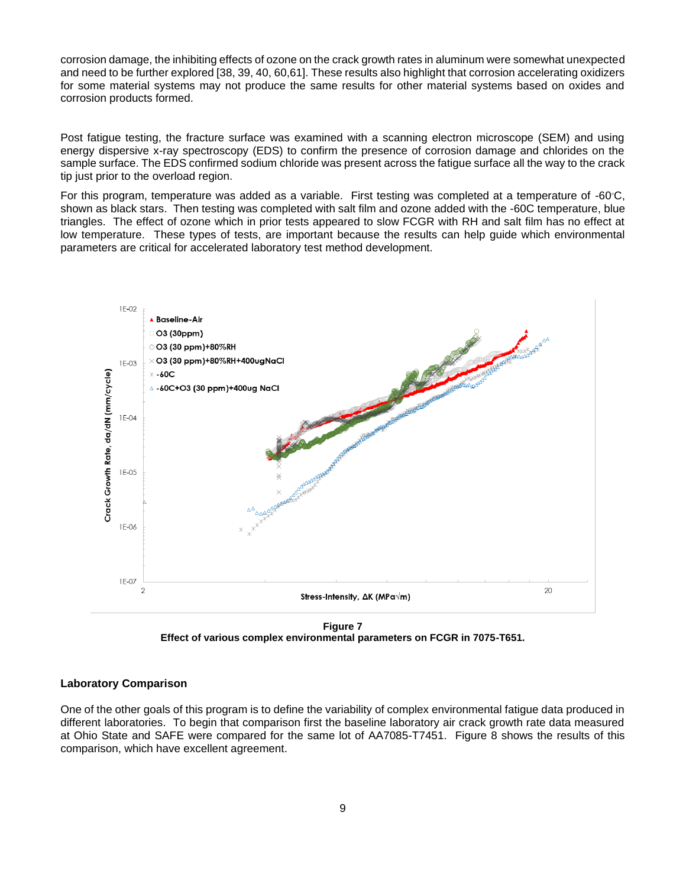corrosion damage, the inhibiting effects of ozone on the crack growth rates in aluminum were somewhat unexpected and need to be further explored [38, 39, 40, 60,61]. These results also highlight that corrosion accelerating oxidizers for some material systems may not produce the same results for other material systems based on oxides and corrosion products formed.

Post fatigue testing, the fracture surface was examined with a scanning electron microscope (SEM) and using energy dispersive x-ray spectroscopy (EDS) to confirm the presence of corrosion damage and chlorides on the sample surface. The EDS confirmed sodium chloride was present across the fatigue surface all the way to the crack tip just prior to the overload region.

For this program, temperature was added as a variable. First testing was completed at a temperature of -60°C, shown as black stars. Then testing was completed with salt film and ozone added with the -60C temperature, blue triangles. The effect of ozone which in prior tests appeared to slow FCGR with RH and salt film has no effect at low temperature. These types of tests, are important because the results can help guide which environmental parameters are critical for accelerated laboratory test method development.

**Figure 7**
**Effect of various complex environmental parameters on FCGR in 7075-T651.**

### Laboratory Comparison

One of the other goals of this program is to define the variability of complex environmental fatigue data produced in different laboratories. To begin that comparison first the baseline laboratory air crack growth rate data measured at Ohio State and SAFE were compared for the same lot of AA7085-T7451. Figure 8 shows the results of this comparison, which have excellent agreement.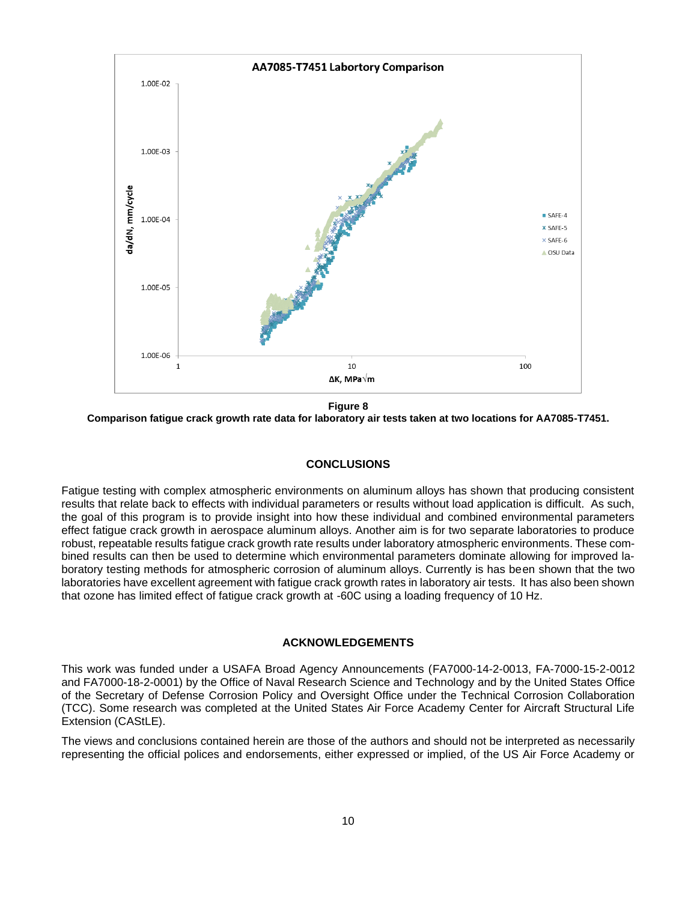**Figure 8**

**Comparison fatigue crack growth rate data for laboratory air tests taken at two locations for AA7085-T7451.**

## CONCLUSIONS

Fatigue testing with complex atmospheric environments on aluminum alloys has shown that producing consistent results that relate back to effects with individual parameters or results without load application is difficult. As such, the goal of this program is to provide insight into how these individual and combined environmental parameters effect fatigue crack growth in aerospace aluminum alloys. Another aim is for two separate laboratories to produce robust, repeatable results fatigue crack growth rate results under laboratory atmospheric environments. These combined results can then be used to determine which environmental parameters dominate allowing for improved laboratory testing methods for atmospheric corrosion of aluminum alloys. Currently is has been shown that the two laboratories have excellent agreement with fatigue crack growth rates in laboratory air tests. It has also been shown that ozone has limited effect of fatigue crack growth at -60C using a loading frequency of 10 Hz.

## ACKNOWLEDGEMENTS

This work was funded under a USAFA Broad Agency Announcements (FA7000-14-2-0013, FA-7000-15-2-0012 and FA7000-18-2-0001) by the Office of Naval Research Science and Technology and by the United States Office of the Secretary of Defense Corrosion Policy and Oversight Office under the Technical Corrosion Collaboration (TCC). Some research was completed at the United States Air Force Academy Center for Aircraft Structural Life Extension (CAStLE).

The views and conclusions contained herein are those of the authors and should not be interpreted as necessarily representing the official polices and endorsements, either expressed or implied, of the US Air Force Academy or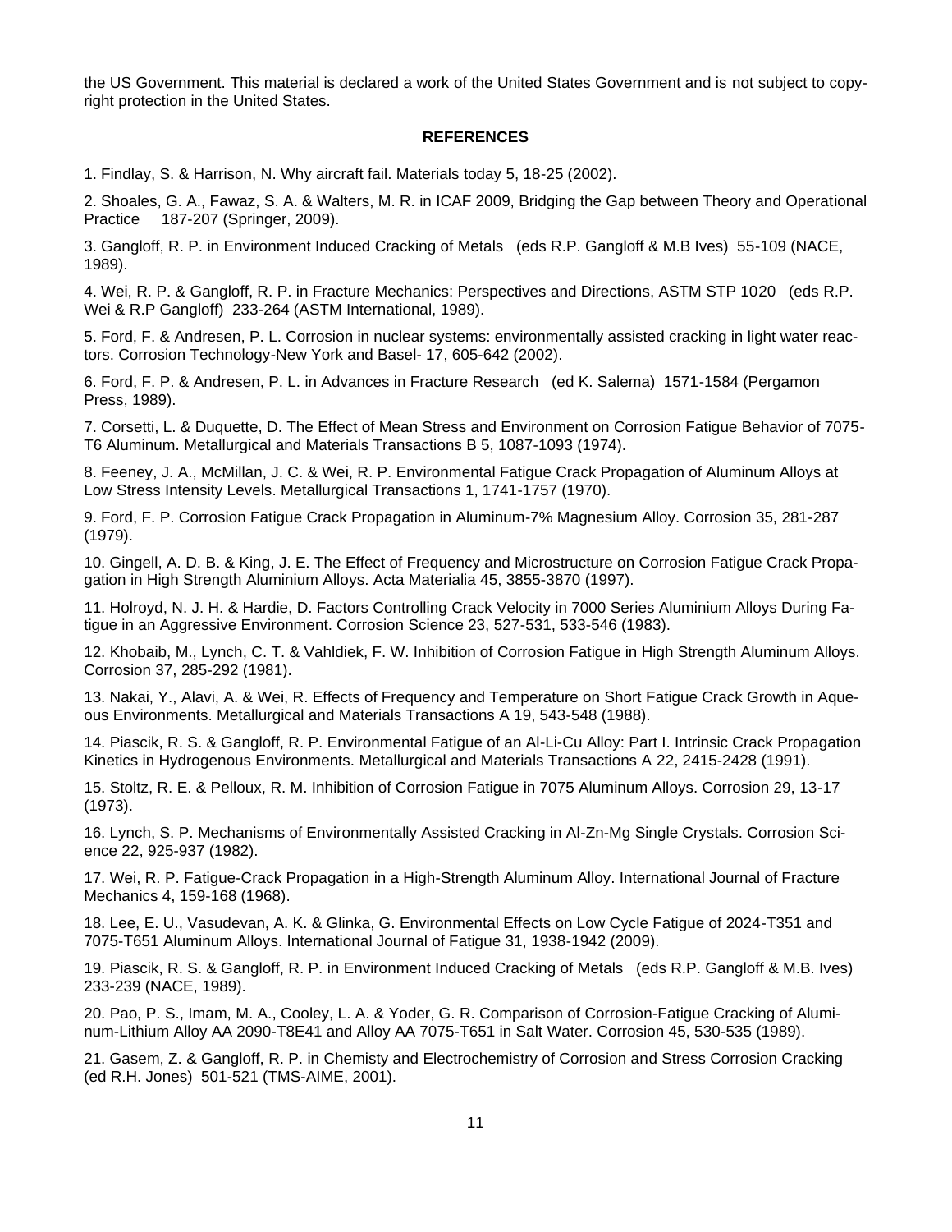the US Government. This material is declared a work of the United States Government and is not subject to copyright protection in the United States.

## REFERENCES

1. Findlay, S. & Harrison, N. Why aircraft fail. Materials today 5, 18-25 (2002).

2. Shoales, G. A., Fawaz, S. A. & Walters, M. R. in ICAF 2009, Bridging the Gap between Theory and Operational Practice 187-207 (Springer, 2009).

3. Gangloff, R. P. in Environment Induced Cracking of Metals (eds R.P. Gangloff & M.B Ives) 55-109 (NACE, 1989).

4. Wei, R. P. & Gangloff, R. P. in Fracture Mechanics: Perspectives and Directions, ASTM STP 1020 (eds R.P. Wei & R.P Gangloff) 233-264 (ASTM International, 1989).

5. Ford, F. & Andresen, P. L. Corrosion in nuclear systems: environmentally assisted cracking in light water reactors. Corrosion Technology-New York and Basel- 17, 605-642 (2002).

6. Ford, F. P. & Andresen, P. L. in Advances in Fracture Research (ed K. Salema) 1571-1584 (Pergamon Press, 1989).

7. Corsetti, L. & Duquette, D. The Effect of Mean Stress and Environment on Corrosion Fatigue Behavior of 7075-T6 Aluminum. Metallurgical and Materials Transactions B 5, 1087-1093 (1974).

8. Feeney, J. A., McMillan, J. C. & Wei, R. P. Environmental Fatigue Crack Propagation of Aluminum Alloys at Low Stress Intensity Levels. Metallurgical Transactions 1, 1741-1757 (1970).

9. Ford, F. P. Corrosion Fatigue Crack Propagation in Aluminum-7% Magnesium Alloy. Corrosion 35, 281-287 (1979).

10. Gingell, A. D. B. & King, J. E. The Effect of Frequency and Microstructure on Corrosion Fatigue Crack Propagation in High Strength Aluminium Alloys. Acta Materialia 45, 3855-3870 (1997).

11. Holroyd, N. J. H. & Hardie, D. Factors Controlling Crack Velocity in 7000 Series Aluminium Alloys During Fatigue in an Aggressive Environment. Corrosion Science 23, 527-531, 533-546 (1983).

12. Khobaib, M., Lynch, C. T. & Vahldiek, F. W. Inhibition of Corrosion Fatigue in High Strength Aluminum Alloys. Corrosion 37, 285-292 (1981).

13. Nakai, Y., Alavi, A. & Wei, R. P. Effects of Frequency and Temperature on Short Fatigue Crack Growth in Aqueous Environments. Metallurgical and Materials Transactions A 19, 543-548 (1988).

14. Piascik, R. S. & Gangloff, R. P. Environmental Fatigue of an Al-Li-Cu Alloy: Part I. Intrinsic Crack Propagation Kinetics in Hydrogenous Environments. Metallurgical and Materials Transactions A 22, 2415-2428 (1991).

15. Stoltz, R. E. & Pelloux, R. M. Inhibition of Corrosion Fatigue in 7075 Aluminum Alloys. Corrosion 29, 13-17 (1973).

16. Lynch, S. P. Mechanisms of Environmentally Assisted Cracking in Al-Zn-Mg Single Crystals. Corrosion Science 22, 925-937 (1982).

17. Wei, R. P. Fatigue-Crack Propagation in a High-Strength Aluminum Alloy. International Journal of Fracture Mechanics 4, 159-168 (1968).

18. Lee, E. U., Vasudevan, A. K. & Glinka, G. Environmental Effects on Low Cycle Fatigue of 2024-T351 and 7075-T651 Aluminum Alloys. International Journal of Fatigue 31, 1938-1942 (2009).

19. Piascik, R. S. & Gangloff, R. P. in Environment Induced Cracking of Metals (eds R.P. Gangloff & M.B. Ives) 233-239 (NACE, 1989).

20. Pao, P. S., Imam, M. A., Cooley, L. A. & Yoder, G. R. Comparison of Corrosion-Fatigue Cracking of Aluminum-Lithium Alloy AA 2090-T8E41 and Alloy AA 7075-T651 in Salt Water. Corrosion 45, 530-535 (1989).

21. Gasem, Z. & Gangloff, R. P. in Chemisty and Electrochemistry of Corrosion and Stress Corrosion Cracking (ed R.H. Jones) 501-521 (TMS-AIME, 2001).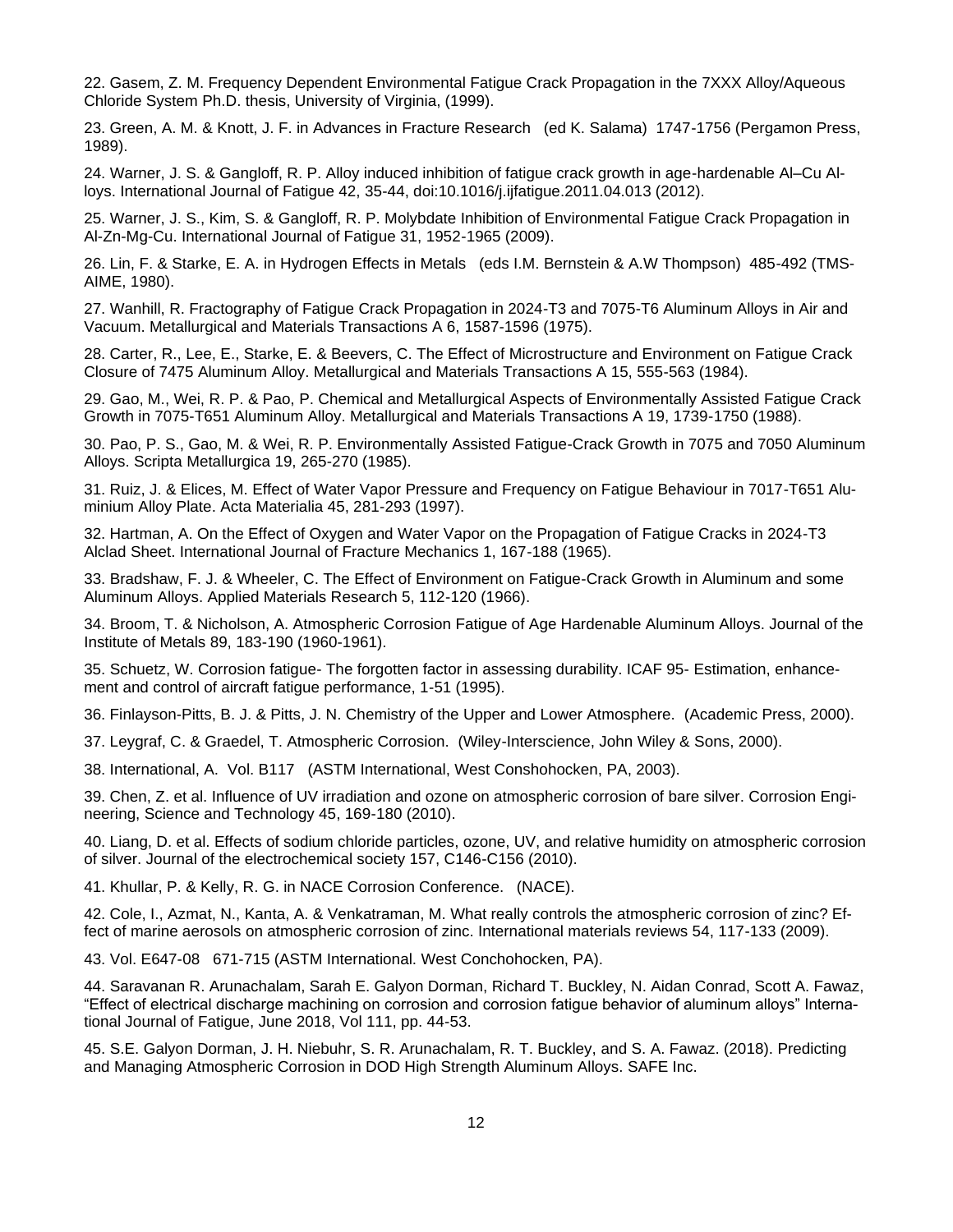22. Gasem, Z. M. Frequency Dependent Environmental Fatigue Crack Propagation in the 7XXX Alloy/Aqueous Chloride System Ph.D. thesis, University of Virginia, (1999).

23. Green, A. M. & Knott, J. F. in Advances in Fracture Research (ed K. Salama) 1747-1756 (Pergamon Press, 1989).

24. Warner, J. S. & Gangloff, R. P. Alloy induced inhibition of fatigue crack growth in age-hardenable Al–Cu Alloys. International Journal of Fatigue 42, 35-44, doi:10.1016/j.ijfatigue.2011.04.013 (2012).

25. Warner, J. S., Kim, S. & Gangloff, R. P. Molybdate Inhibition of Environmental Fatigue Crack Propagation in Al-Zn-Mg-Cu. International Journal of Fatigue 31, 1952-1965 (2009).

26. Lin, F. & Starke, E. A. in Hydrogen Effects in Metals (eds I.M. Bernstein & A.W Thompson) 485-492 (TMS-AIME, 1980).

27. Wanhill, R. Fractography of Fatigue Crack Propagation in 2024-T3 and 7075-T6 Aluminum Alloys in Air and Vacuum. Metallurgical and Materials Transactions A 6, 1587-1596 (1975).

28. Carter, R., Lee, E., Starke, E. & Beevers, C. The Effect of Microstructure and Environment on Fatigue Crack Closure of 7475 Aluminum Alloy. Metallurgical and Materials Transactions A 15, 555-563 (1984).

29. Gao, M., Wei, R. P. & Pao, P. Chemical and Metallurgical Aspects of Environmentally Assisted Fatigue Crack Growth in 7075-T651 Aluminum Alloy. Metallurgical and Materials Transactions A 19, 1739-1750 (1988).

30. Pao, P. S., Gao, M. & Wei, R. P. Environmentally Assisted Fatigue-Crack Growth in 7075 and 7050 Aluminum Alloys. Scripta Metallurgica 19, 265-270 (1985).

31. Ruiz, J. & Elices, M. Effect of Water Vapor Pressure and Frequency on Fatigue Behaviour in 7017-T651 Aluminium Alloy Plate. Acta Materialia 45, 281-293 (1997).

32. Hartman, A. On the Effect of Oxygen and Water Vapor on the Propagation of Fatigue Cracks in 2024-T3 Alclad Sheet. International Journal of Fracture Mechanics 1, 167-188 (1965).

33. Bradshaw, F. J. & Wheeler, C. The Effect of Environment on Fatigue-Crack Growth in Aluminum and some Aluminum Alloys. Applied Materials Research 5, 112-120 (1966).

34. Broom, T. & Nicholson, A. Atmospheric Corrosion Fatigue of Age Hardenable Aluminum Alloys. Journal of the Institute of Metals 89, 183-190 (1960-1961).

35. Schuetz, W. Corrosion fatigue- The forgotten factor in assessing durability. ICAF 95- Estimation, enhancement and control of aircraft fatigue performance, 1-51 (1995).

36. Finlayson-Pitts, B. J. & Pitts, J. N. Chemistry of the Upper and Lower Atmosphere. (Academic Press, 2000).

37. Leygraf, C. & Graedel, T. Atmospheric Corrosion. (Wiley-Interscience, John Wiley & Sons, 2000).

38. International, A. Vol. B117 (ASTM International, West Conshohocken, PA, 2003).

39. Chen, Z. et al. Influence of UV irradiation and ozone on atmospheric corrosion of bare silver. Corrosion Engineering, Science and Technology 45, 169-180 (2010).

40. Liang, D. et al. Effects of sodium chloride particles, ozone, UV, and relative humidity on atmospheric corrosion of silver. Journal of the electrochemical society 157, C146-C156 (2010).

41. Khullar, P. & Kelly, R. G. in NACE Corrosion Conference. (NACE).

42. Cole, I., Azmat, N., Kanta, A. & Venkatraman, M. What really controls the atmospheric corrosion of zinc? Effect of marine aerosols on atmospheric corrosion of zinc. International materials reviews 54, 117-133 (2009).

43. Vol. E647-08 671-715 (ASTM International. West Conchohocken, PA).

44. Saravanan R. Arunachalam, Sarah E. Galyon Dorman, Richard T. Buckley, N. Aidan Conrad, Scott A. Fawaz, "Effect of electrical discharge machining on corrosion and corrosion fatigue behavior of aluminum alloys" International Journal of Fatigue, June 2018, Vol 111, pp. 44-53.

45. S.E. Galyon Dorman, J. H. Niebuhr, S. R. Arunachalam, R. T. Buckley, and S. A. Fawaz. (2018). Predicting and Managing Atmospheric Corrosion in DOD High Strength Aluminum Alloys. SAFE Inc.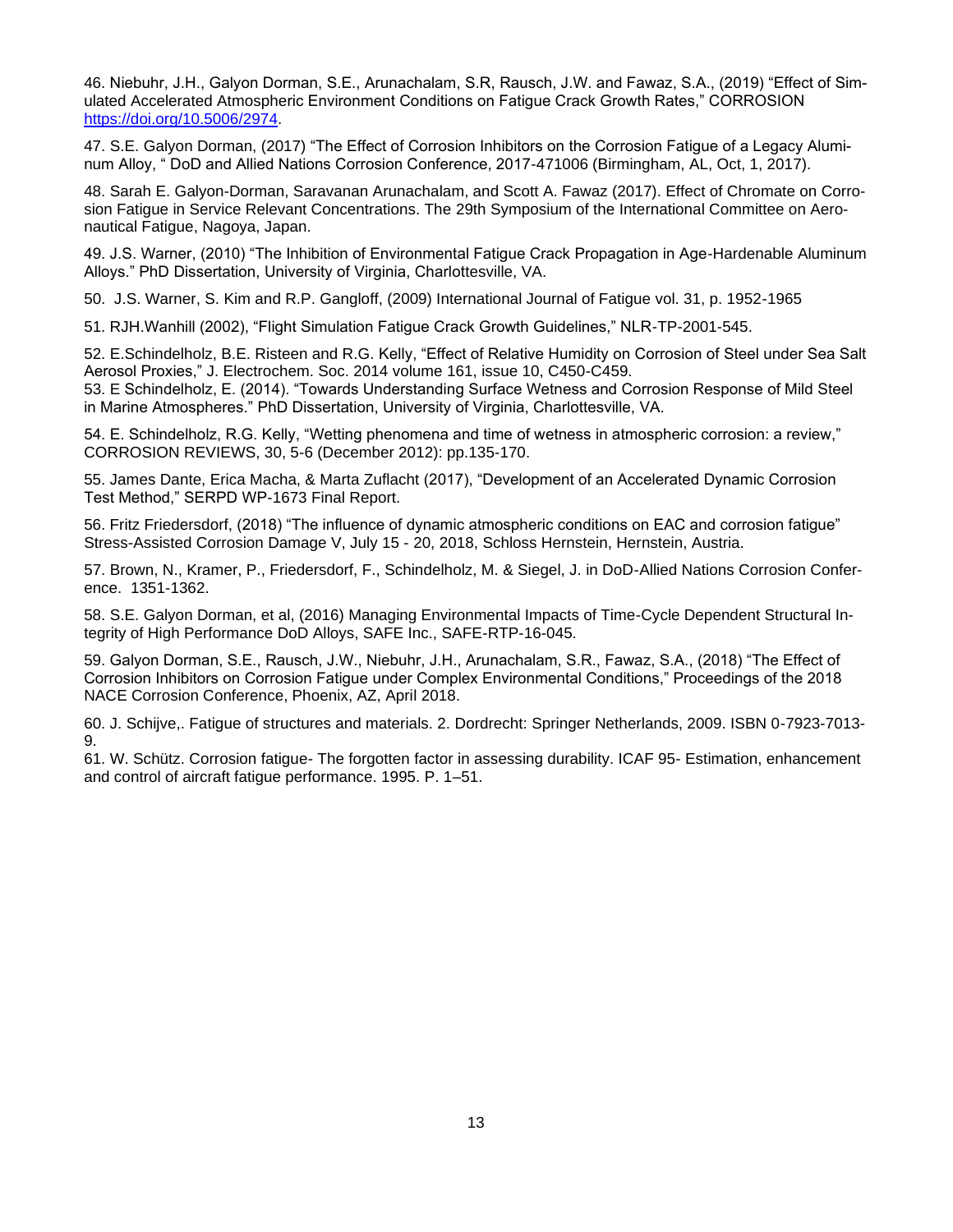46. Niebuhr, J.H., Galyon Dorman, S.E., Arunachalam, S.R, Rausch, J.W. and Fawaz, S.A., (2019) “Effect of Simulated Accelerated Atmospheric Environment Conditions on Fatigue Crack Growth Rates,” CORROSION https://doi.org/10.5006/2974.

47. S.E. Galyon Dorman, (2017) “The Effect of Corrosion Inhibitors on the Corrosion Fatigue of a Legacy Aluminum Alloy, “ DoD and Allied Nations Corrosion Conference, 2017-471006 (Birmingham, AL, Oct, 1, 2017).

48. Sarah E. Galyon-Dorman, Saravanan Arunachalam, and Scott A. Fawaz (2017). Effect of Chromate on Corrosion Fatigue in Service Relevant Concentrations. The 29th Symposium of the International Committee on Aeronautical Fatigue, Nagoya, Japan.

49. J.S. Warner, (2010) “The Inhibition of Environmental Fatigue Crack Propagation in Age-Hardenable Aluminum Alloys.” PhD Dissertation, University of Virginia, Charlottesville, VA.

50. J.S. Warner, S. Kim and R.P. Gangloff, (2009) International Journal of Fatigue vol. 31, p. 1952-1965

51. RJH.Wanhill (2002), “Flight Simulation Fatigue Crack Growth Guidelines,” NLR-TP-2001-545.

52. E.Schindelholz, B.E. Risteen and R.G. Kelly, “Effect of Relative Humidity on Corrosion of Steel under Sea Salt Aerosol Proxies,” J. Electrochem. Soc. 2014 volume 161, issue 10, C450-C459.

53. E Schindelholz, E. (2014). “Towards Understanding Surface Wetness and Corrosion Response of Mild Steel in Marine Atmospheres.” PhD Dissertation, University of Virginia, Charlottesville, VA.

54. E. Schindelholz, R.G. Kelly, “Wetting phenomena and time of wetness in atmospheric corrosion: a review,” CORROSION REVIEWS, 30, 5-6 (December 2012): pp.135-170.

55. James Dante, Erica Macha, & Marta Zuflacht (2017), “Development of an Accelerated Dynamic Corrosion Test Method,” SERPD WP-1673 Final Report.

56. Fritz Friedersdorf, (2018) “The influence of dynamic atmospheric conditions on EAC and corrosion fatigue” Stress-Assisted Corrosion Damage V, July 15 - 20, 2018, Schloss Hernstein, Hernstein, Austria.

57. Brown, N., Kramer, P., Friedersdorf, F., Schindelholz, M. & Siegel, J. in DoD-Allied Nations Corrosion Conference. 1351-1362.

58. S.E. Galyon Dorman, et al, (2016) Managing Environmental Impacts of Time-Cycle Dependent Structural Integrity of High Performance DoD Alloys, SAFE Inc., SAFE-RTP-16-045.

59. Galyon Dorman, S.E., Rausch, J.W., Niebuhr, J.H., Arunachalam, S.R., Fawaz, S.A., (2018) “The Effect of Corrosion Inhibitors on Corrosion Fatigue under Complex Environmental Conditions,” Proceedings of the 2018 NACE Corrosion Conference, Phoenix, AZ, April 2018.

60. J. Schijve,. Fatigue of structures and materials. 2. Dordrecht: Springer Netherlands, 2009. ISBN 0-7923-7013-9.

61. W. Schütz. Corrosion fatigue- The forgotten factor in assessing durability. ICAF 95- Estimation, enhancement and control of aircraft fatigue performance. 1995. P. 1–51.